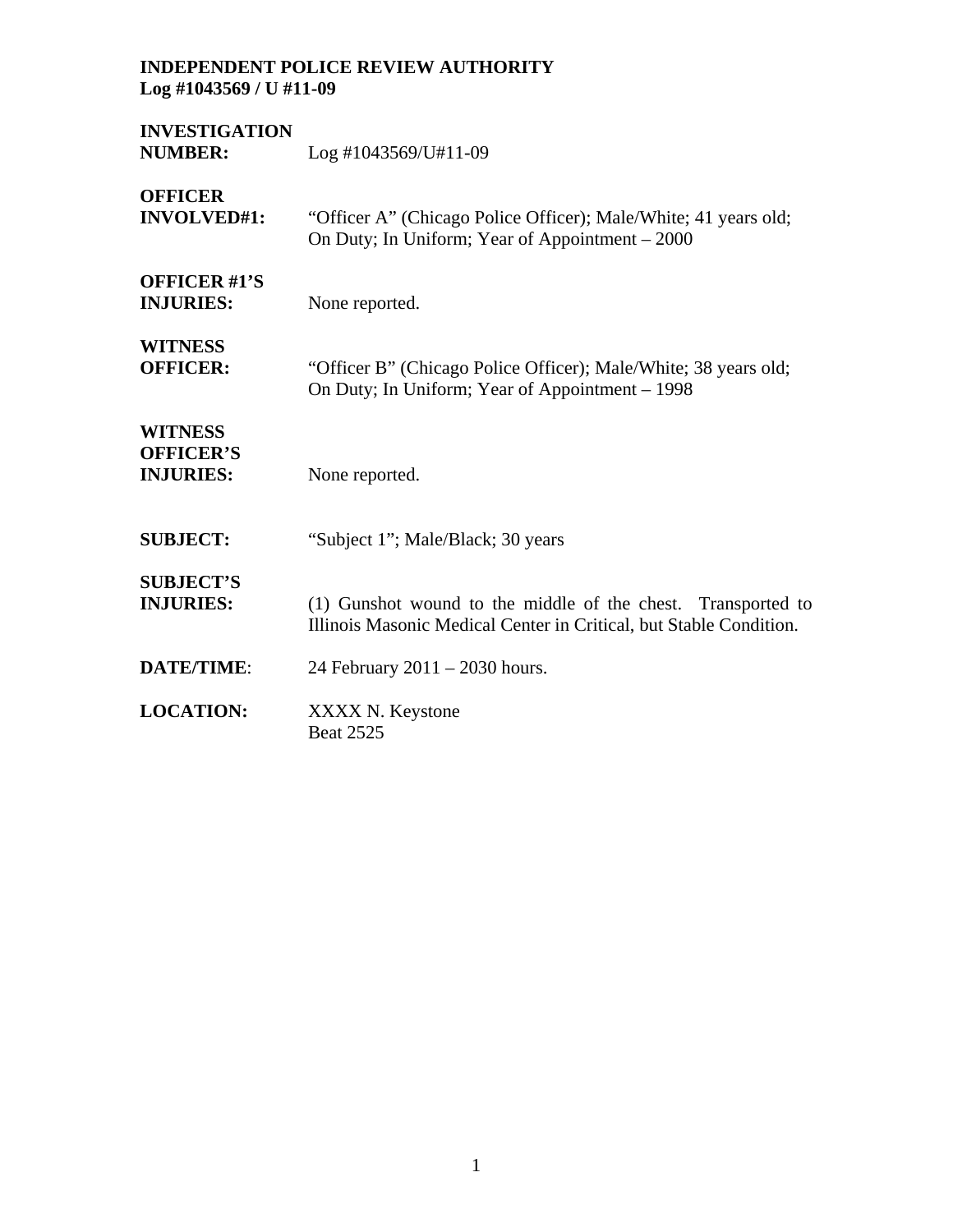**INDEPENDENT POLICE REVIEW AUTHORITY**
**Log #1043569 / U #11-09**

| | |
|---|---|
| **INVESTIGATION NUMBER:** | Log #1043569/U#11-09 |
| **OFFICER INVOLVED#1:** | "Officer A" (Chicago Police Officer); Male/White; 41 years old; On Duty; In Uniform; Year of Appointment – 2000 |
| **OFFICER #1'S INJURIES:** | None reported. |
| **WITNESS OFFICER:** | "Officer B" (Chicago Police Officer); Male/White; 38 years old; On Duty; In Uniform; Year of Appointment – 1998 |
| **WITNESS OFFICER'S INJURIES:** | None reported. |
| **SUBJECT:** | "Subject 1"; Male/Black; 30 years |
| **SUBJECT'S INJURIES:** | (1) Gunshot wound to the middle of the chest. Transported to Illinois Masonic Medical Center in Critical, but Stable Condition. |
| **DATE/TIME:** | 24 February 2011 – 2030 hours. |
| **LOCATION:** | XXXX N. Keystone<br>Beat 2525 |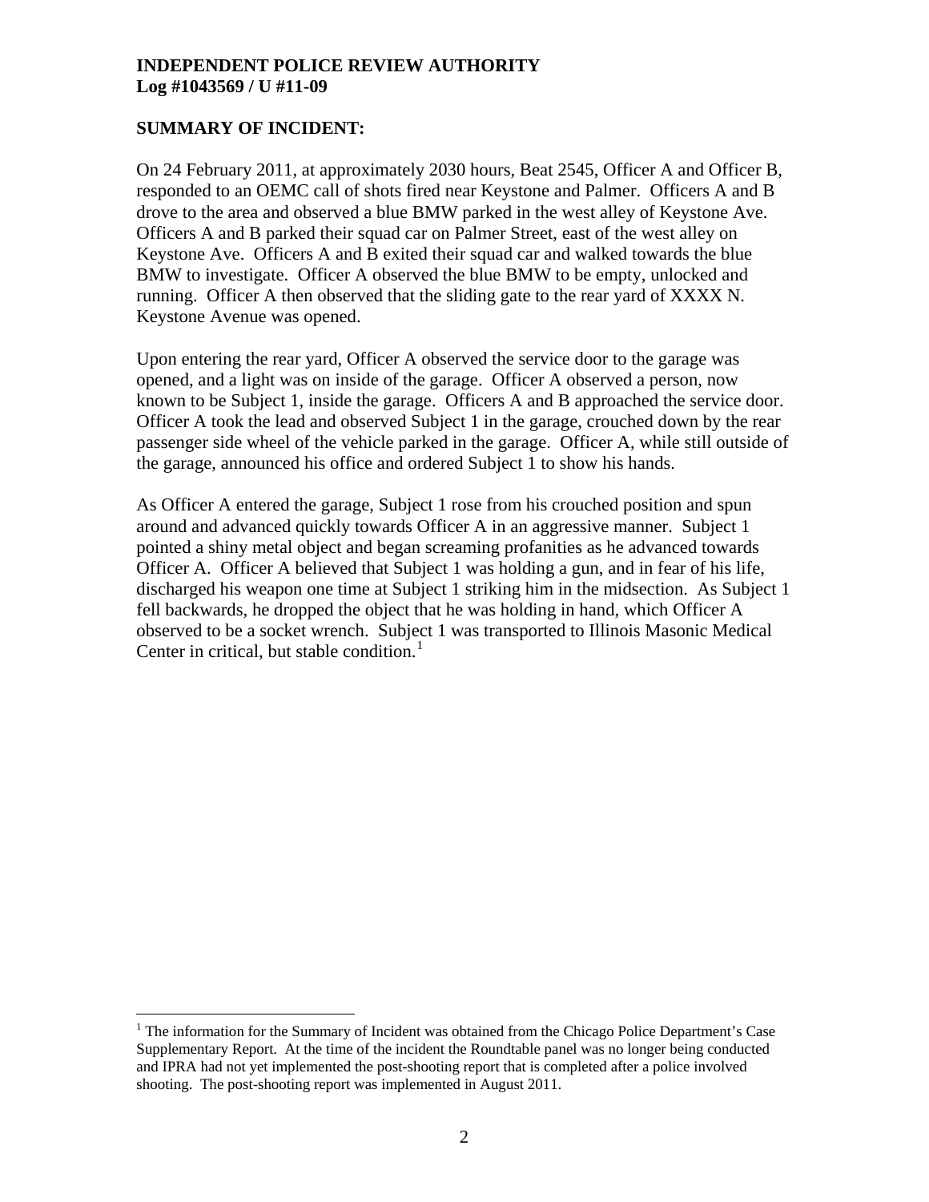**INDEPENDENT POLICE REVIEW AUTHORITY**
**Log #1043569 / U #11-09**

**SUMMARY OF INCIDENT:**

On 24 February 2011, at approximately 2030 hours, Beat 2545, Officer A and Officer B, responded to an OEMC call of shots fired near Keystone and Palmer. Officers A and B drove to the area and observed a blue BMW parked in the west alley of Keystone Ave. Officers A and B parked their squad car on Palmer Street, east of the west alley on Keystone Ave. Officers A and B exited their squad car and walked towards the blue BMW to investigate. Officer A observed the blue BMW to be empty, unlocked and running. Officer A then observed that the sliding gate to the rear yard of XXXX N. Keystone Avenue was opened.

Upon entering the rear yard, Officer A observed the service door to the garage was opened, and a light was on inside of the garage. Officer A observed a person, now known to be Subject 1, inside the garage. Officers A and B approached the service door. Officer A took the lead and observed Subject 1 in the garage, crouched down by the rear passenger side wheel of the vehicle parked in the garage. Officer A, while still outside of the garage, announced his office and ordered Subject 1 to show his hands.

As Officer A entered the garage, Subject 1 rose from his crouched position and spun around and advanced quickly towards Officer A in an aggressive manner. Subject 1 pointed a shiny metal object and began screaming profanities as he advanced towards Officer A. Officer A believed that Subject 1 was holding a gun, and in fear of his life, discharged his weapon one time at Subject 1 striking him in the midsection. As Subject 1 fell backwards, he dropped the object that he was holding in hand, which Officer A observed to be a socket wrench. Subject 1 was transported to Illinois Masonic Medical Center in critical, but stable condition.[1]

---

[1] The information for the Summary of Incident was obtained from the Chicago Police Department's Case Supplementary Report. At the time of the incident the Roundtable panel was no longer being conducted and IPRA had not yet implemented the post-shooting report that is completed after a police involved shooting. The post-shooting report was implemented in August 2011.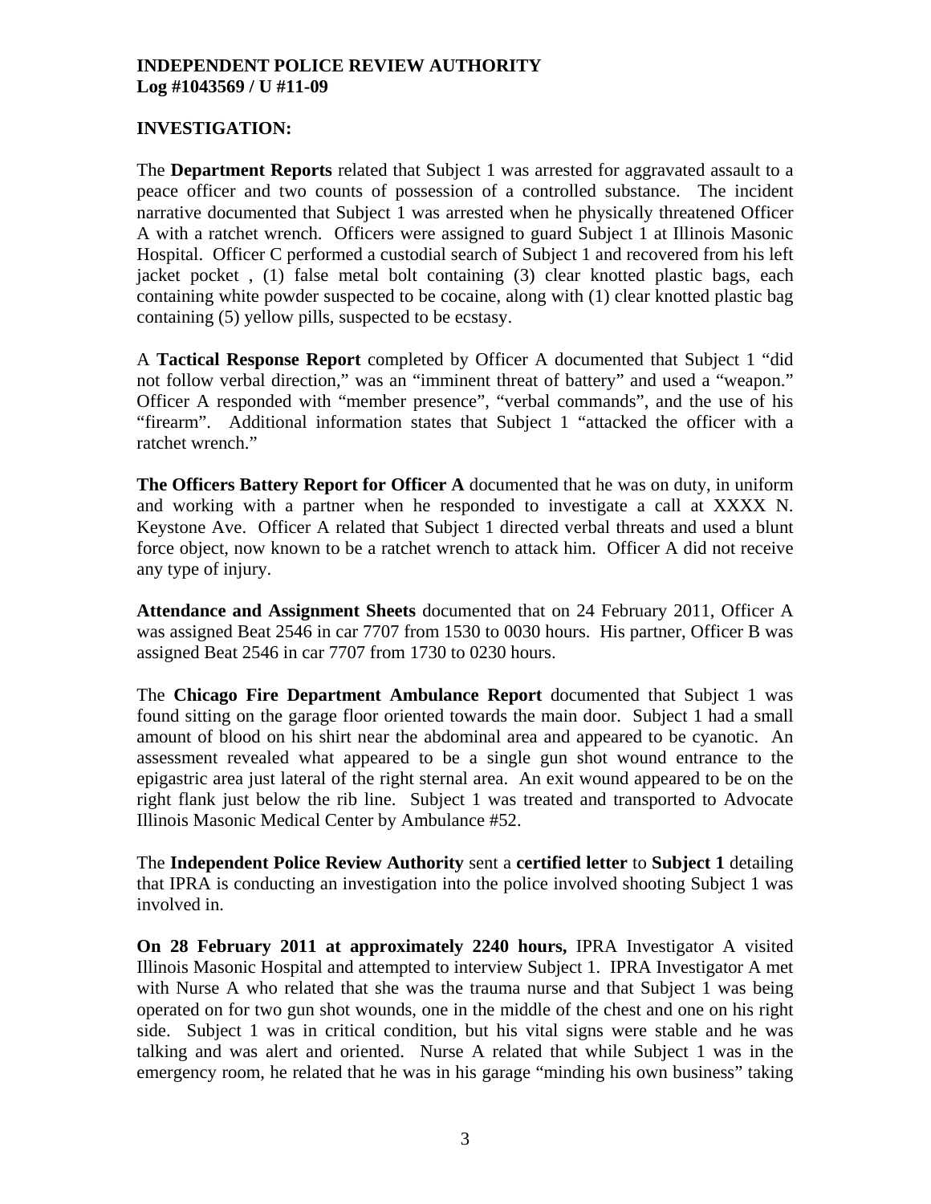**INDEPENDENT POLICE REVIEW AUTHORITY**
**Log #1043569 / U #11-09**

**INVESTIGATION:**

The **Department Reports** related that Subject 1 was arrested for aggravated assault to a peace officer and two counts of possession of a controlled substance. The incident narrative documented that Subject 1 was arrested when he physically threatened Officer A with a ratchet wrench. Officers were assigned to guard Subject 1 at Illinois Masonic Hospital. Officer C performed a custodial search of Subject 1 and recovered from his left jacket pocket , (1) false metal bolt containing (3) clear knotted plastic bags, each containing white powder suspected to be cocaine, along with (1) clear knotted plastic bag containing (5) yellow pills, suspected to be ecstasy.

A **Tactical Response Report** completed by Officer A documented that Subject 1 "did not follow verbal direction," was an "imminent threat of battery" and used a "weapon." Officer A responded with "member presence", "verbal commands", and the use of his "firearm". Additional information states that Subject 1 "attacked the officer with a ratchet wrench."

**The Officers Battery Report for Officer A** documented that he was on duty, in uniform and working with a partner when he responded to investigate a call at XXXX N. Keystone Ave. Officer A related that Subject 1 directed verbal threats and used a blunt force object, now known to be a ratchet wrench to attack him. Officer A did not receive any type of injury.

**Attendance and Assignment Sheets** documented that on 24 February 2011, Officer A was assigned Beat 2546 in car 7707 from 1530 to 0030 hours. His partner, Officer B was assigned Beat 2546 in car 7707 from 1730 to 0230 hours.

The **Chicago Fire Department Ambulance Report** documented that Subject 1 was found sitting on the garage floor oriented towards the main door. Subject 1 had a small amount of blood on his shirt near the abdominal area and appeared to be cyanotic. An assessment revealed what appeared to be a single gun shot wound entrance to the epigastric area just lateral of the right sternal area. An exit wound appeared to be on the right flank just below the rib line. Subject 1 was treated and transported to Advocate Illinois Masonic Medical Center by Ambulance #52.

The **Independent Police Review Authority** sent a **certified letter** to **Subject 1** detailing that IPRA is conducting an investigation into the police involved shooting Subject 1 was involved in.

**On 28 February 2011 at approximately 2240 hours,** IPRA Investigator A visited Illinois Masonic Hospital and attempted to interview Subject 1. IPRA Investigator A met with Nurse A who related that she was the trauma nurse and that Subject 1 was being operated on for two gun shot wounds, one in the middle of the chest and one on his right side. Subject 1 was in critical condition, but his vital signs were stable and he was talking and was alert and oriented. Nurse A related that while Subject 1 was in the emergency room, he related that he was in his garage "minding his own business" taking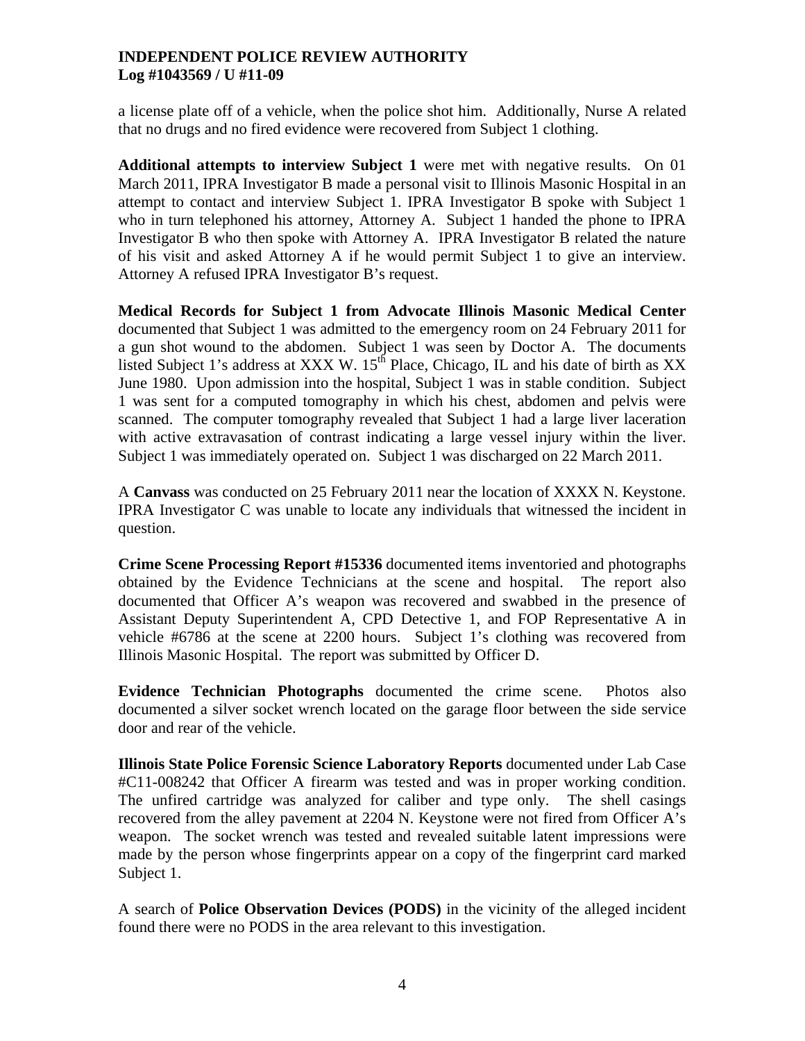a license plate off of a vehicle, when the police shot him. Additionally, Nurse A related that no drugs and no fired evidence were recovered from Subject 1 clothing.

**Additional attempts to interview Subject 1** were met with negative results. On 01 March 2011, IPRA Investigator B made a personal visit to Illinois Masonic Hospital in an attempt to contact and interview Subject 1. IPRA Investigator B spoke with Subject 1 who in turn telephoned his attorney, Attorney A. Subject 1 handed the phone to IPRA Investigator B who then spoke with Attorney A. IPRA Investigator B related the nature of his visit and asked Attorney A if he would permit Subject 1 to give an interview. Attorney A refused IPRA Investigator B's request.

**Medical Records for Subject 1 from Advocate Illinois Masonic Medical Center** documented that Subject 1 was admitted to the emergency room on 24 February 2011 for a gun shot wound to the abdomen. Subject 1 was seen by Doctor A. The documents listed Subject 1's address at XXX W. 15th Place, Chicago, IL and his date of birth as XX June 1980. Upon admission into the hospital, Subject 1 was in stable condition. Subject 1 was sent for a computed tomography in which his chest, abdomen and pelvis were scanned. The computer tomography revealed that Subject 1 had a large liver laceration with active extravasation of contrast indicating a large vessel injury within the liver. Subject 1 was immediately operated on. Subject 1 was discharged on 22 March 2011.

A **Canvass** was conducted on 25 February 2011 near the location of XXXX N. Keystone. IPRA Investigator C was unable to locate any individuals that witnessed the incident in question.

**Crime Scene Processing Report #15336** documented items inventoried and photographs obtained by the Evidence Technicians at the scene and hospital. The report also documented that Officer A's weapon was recovered and swabbed in the presence of Assistant Deputy Superintendent A, CPD Detective 1, and FOP Representative A in vehicle #6786 at the scene at 2200 hours. Subject 1's clothing was recovered from Illinois Masonic Hospital. The report was submitted by Officer D.

**Evidence Technician Photographs** documented the crime scene. Photos also documented a silver socket wrench located on the garage floor between the side service door and rear of the vehicle.

**Illinois State Police Forensic Science Laboratory Reports** documented under Lab Case #C11-008242 that Officer A firearm was tested and was in proper working condition. The unfired cartridge was analyzed for caliber and type only. The shell casings recovered from the alley pavement at 2204 N. Keystone were not fired from Officer A's weapon. The socket wrench was tested and revealed suitable latent impressions were made by the person whose fingerprints appear on a copy of the fingerprint card marked Subject 1.

A search of **Police Observation Devices (PODS)** in the vicinity of the alleged incident found there were no PODS in the area relevant to this investigation.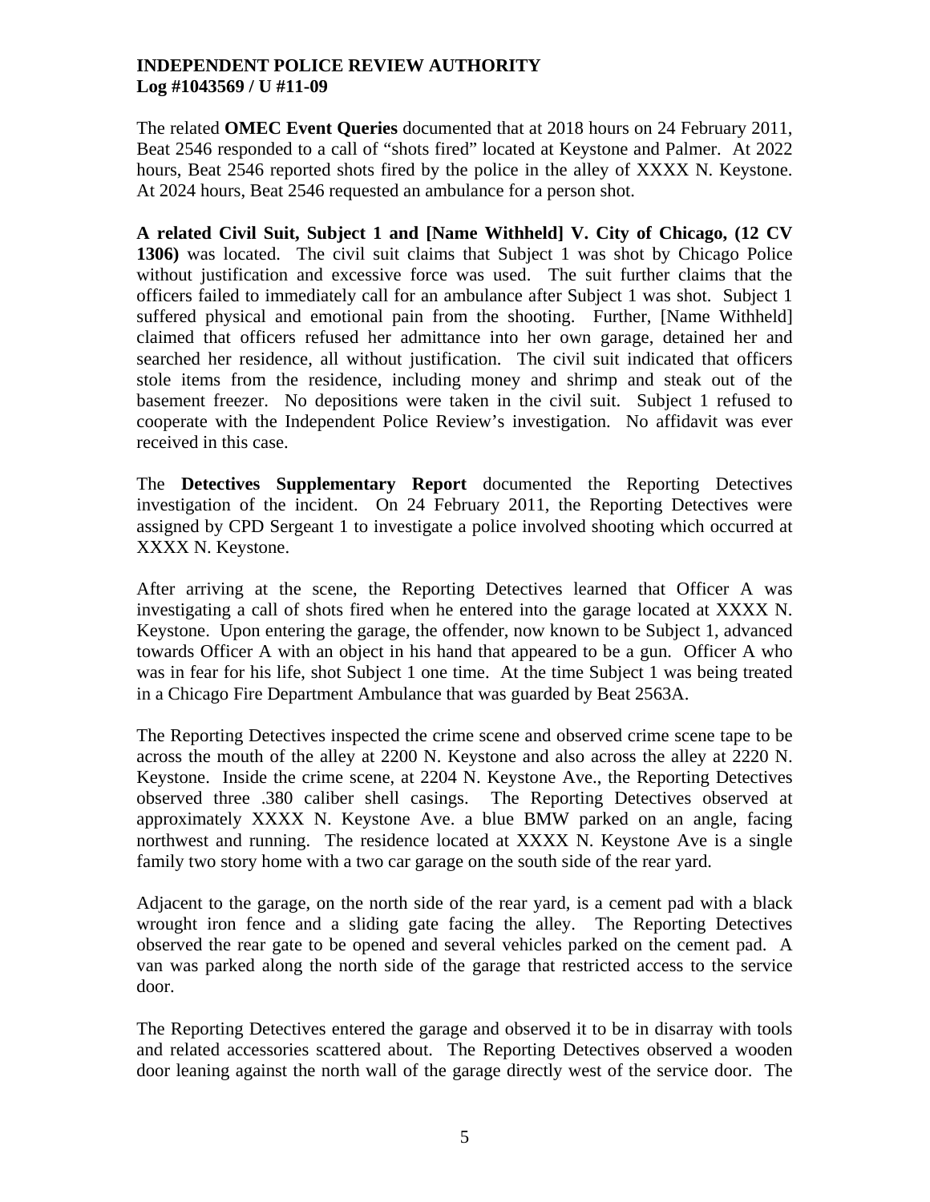**INDEPENDENT POLICE REVIEW AUTHORITY**
**Log #1043569 / U #11-09**

The related **OMEC Event Queries** documented that at 2018 hours on 24 February 2011, Beat 2546 responded to a call of "shots fired" located at Keystone and Palmer. At 2022 hours, Beat 2546 reported shots fired by the police in the alley of XXXX N. Keystone. At 2024 hours, Beat 2546 requested an ambulance for a person shot.

**A related Civil Suit, Subject 1 and [Name Withheld] V. City of Chicago, (12 CV 1306)** was located. The civil suit claims that Subject 1 was shot by Chicago Police without justification and excessive force was used. The suit further claims that the officers failed to immediately call for an ambulance after Subject 1 was shot. Subject 1 suffered physical and emotional pain from the shooting. Further, [Name Withheld] claimed that officers refused her admittance into her own garage, detained her and searched her residence, all without justification. The civil suit indicated that officers stole items from the residence, including money and shrimp and steak out of the basement freezer. No depositions were taken in the civil suit. Subject 1 refused to cooperate with the Independent Police Review's investigation. No affidavit was ever received in this case.

The **Detectives Supplementary Report** documented the Reporting Detectives investigation of the incident. On 24 February 2011, the Reporting Detectives were assigned by CPD Sergeant 1 to investigate a police involved shooting which occurred at XXXX N. Keystone.

After arriving at the scene, the Reporting Detectives learned that Officer A was investigating a call of shots fired when he entered into the garage located at XXXX N. Keystone. Upon entering the garage, the offender, now known to be Subject 1, advanced towards Officer A with an object in his hand that appeared to be a gun. Officer A who was in fear for his life, shot Subject 1 one time. At the time Subject 1 was being treated in a Chicago Fire Department Ambulance that was guarded by Beat 2563A.

The Reporting Detectives inspected the crime scene and observed crime scene tape to be across the mouth of the alley at 2200 N. Keystone and also across the alley at 2220 N. Keystone. Inside the crime scene, at 2204 N. Keystone Ave., the Reporting Detectives observed three .380 caliber shell casings. The Reporting Detectives observed at approximately XXXX N. Keystone Ave. a blue BMW parked on an angle, facing northwest and running. The residence located at XXXX N. Keystone Ave is a single family two story home with a two car garage on the south side of the rear yard.

Adjacent to the garage, on the north side of the rear yard, is a cement pad with a black wrought iron fence and a sliding gate facing the alley. The Reporting Detectives observed the rear gate to be opened and several vehicles parked on the cement pad. A van was parked along the north side of the garage that restricted access to the service door.

The Reporting Detectives entered the garage and observed it to be in disarray with tools and related accessories scattered about. The Reporting Detectives observed a wooden door leaning against the north wall of the garage directly west of the service door. The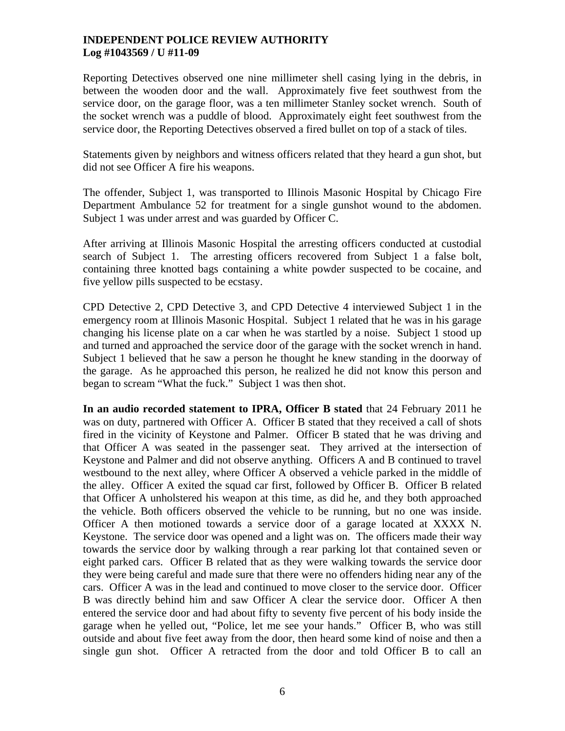Reporting Detectives observed one nine millimeter shell casing lying in the debris, in between the wooden door and the wall. Approximately five feet southwest from the service door, on the garage floor, was a ten millimeter Stanley socket wrench. South of the socket wrench was a puddle of blood. Approximately eight feet southwest from the service door, the Reporting Detectives observed a fired bullet on top of a stack of tiles.

Statements given by neighbors and witness officers related that they heard a gun shot, but did not see Officer A fire his weapons.

The offender, Subject 1, was transported to Illinois Masonic Hospital by Chicago Fire Department Ambulance 52 for treatment for a single gunshot wound to the abdomen. Subject 1 was under arrest and was guarded by Officer C.

After arriving at Illinois Masonic Hospital the arresting officers conducted at custodial search of Subject 1. The arresting officers recovered from Subject 1 a false bolt, containing three knotted bags containing a white powder suspected to be cocaine, and five yellow pills suspected to be ecstasy.

CPD Detective 2, CPD Detective 3, and CPD Detective 4 interviewed Subject 1 in the emergency room at Illinois Masonic Hospital. Subject 1 related that he was in his garage changing his license plate on a car when he was startled by a noise. Subject 1 stood up and turned and approached the service door of the garage with the socket wrench in hand. Subject 1 believed that he saw a person he thought he knew standing in the doorway of the garage. As he approached this person, he realized he did not know this person and began to scream "What the fuck." Subject 1 was then shot.

**In an audio recorded statement to IPRA, Officer B stated** that 24 February 2011 he was on duty, partnered with Officer A. Officer B stated that they received a call of shots fired in the vicinity of Keystone and Palmer. Officer B stated that he was driving and that Officer A was seated in the passenger seat. They arrived at the intersection of Keystone and Palmer and did not observe anything. Officers A and B continued to travel westbound to the next alley, where Officer A observed a vehicle parked in the middle of the alley. Officer A exited the squad car first, followed by Officer B. Officer B related that Officer A unholstered his weapon at this time, as did he, and they both approached the vehicle. Both officers observed the vehicle to be running, but no one was inside. Officer A then motioned towards a service door of a garage located at XXXX N. Keystone. The service door was opened and a light was on. The officers made their way towards the service door by walking through a rear parking lot that contained seven or eight parked cars. Officer B related that as they were walking towards the service door they were being careful and made sure that there were no offenders hiding near any of the cars. Officer A was in the lead and continued to move closer to the service door. Officer B was directly behind him and saw Officer A clear the service door. Officer A then entered the service door and had about fifty to seventy five percent of his body inside the garage when he yelled out, "Police, let me see your hands." Officer B, who was still outside and about five feet away from the door, then heard some kind of noise and then a single gun shot. Officer A retracted from the door and told Officer B to call an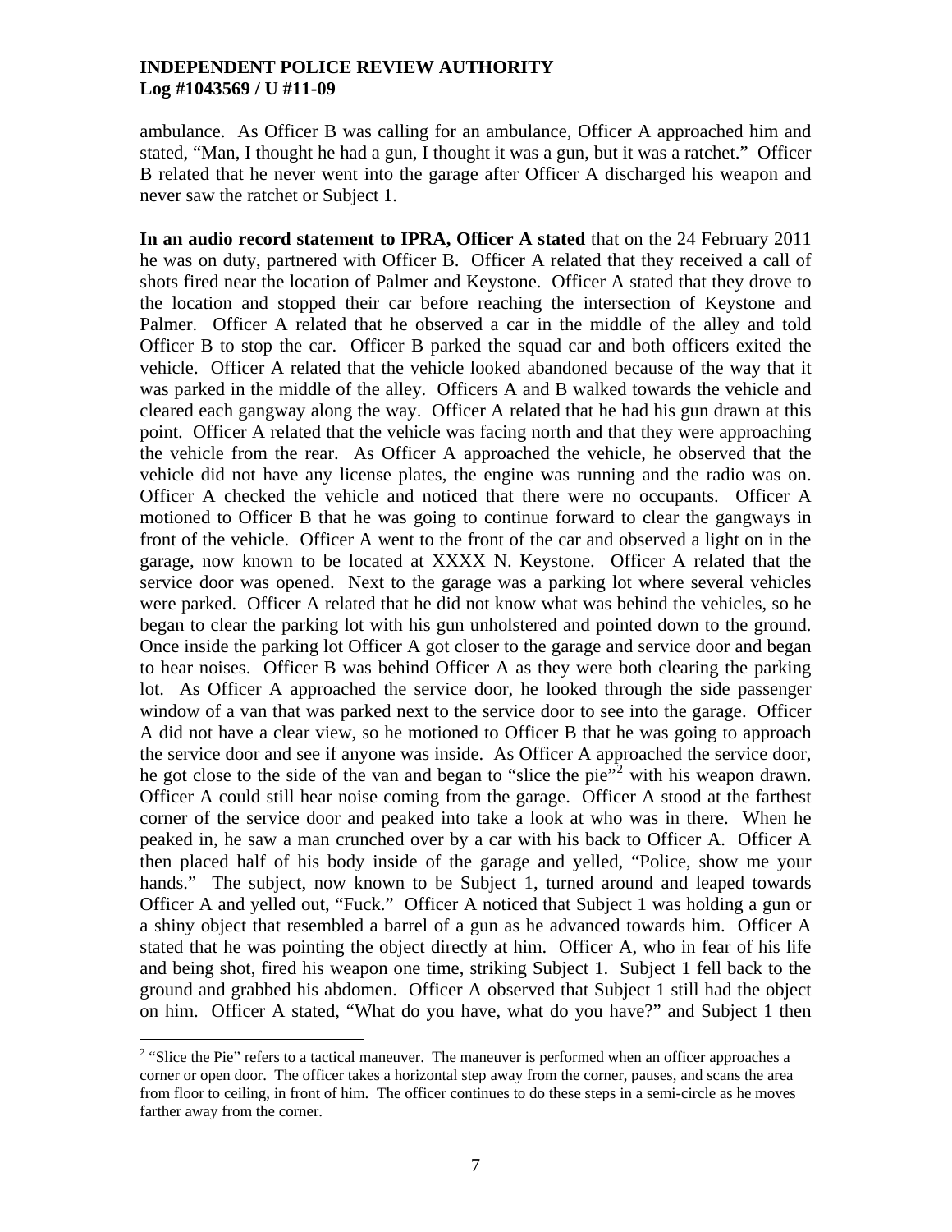ambulance. As Officer B was calling for an ambulance, Officer A approached him and stated, "Man, I thought he had a gun, I thought it was a gun, but it was a ratchet." Officer B related that he never went into the garage after Officer A discharged his weapon and never saw the ratchet or Subject 1.

**In an audio record statement to IPRA, Officer A stated** that on the 24 February 2011 he was on duty, partnered with Officer B. Officer A related that they received a call of shots fired near the location of Palmer and Keystone. Officer A stated that they drove to the location and stopped their car before reaching the intersection of Keystone and Palmer. Officer A related that he observed a car in the middle of the alley and told Officer B to stop the car. Officer B parked the squad car and both officers exited the vehicle. Officer A related that the vehicle looked abandoned because of the way that it was parked in the middle of the alley. Officers A and B walked towards the vehicle and cleared each gangway along the way. Officer A related that he had his gun drawn at this point. Officer A related that the vehicle was facing north and that they were approaching the vehicle from the rear. As Officer A approached the vehicle, he observed that the vehicle did not have any license plates, the engine was running and the radio was on. Officer A checked the vehicle and noticed that there were no occupants. Officer A motioned to Officer B that he was going to continue forward to clear the gangways in front of the vehicle. Officer A went to the front of the car and observed a light on in the garage, now known to be located at XXXX N. Keystone. Officer A related that the service door was opened. Next to the garage was a parking lot where several vehicles were parked. Officer A related that he did not know what was behind the vehicles, so he began to clear the parking lot with his gun unholstered and pointed down to the ground. Once inside the parking lot Officer A got closer to the garage and service door and began to hear noises. Officer B was behind Officer A as they were both clearing the parking lot. As Officer A approached the service door, he looked through the side passenger window of a van that was parked next to the service door to see into the garage. Officer A did not have a clear view, so he motioned to Officer B that he was going to approach the service door and see if anyone was inside. As Officer A approached the service door, he got close to the side of the van and began to "slice the pie"[2] with his weapon drawn. Officer A could still hear noise coming from the garage. Officer A stood at the farthest corner of the service door and peaked into take a look at who was in there. When he peaked in, he saw a man crunched over by a car with his back to Officer A. Officer A then placed half of his body inside of the garage and yelled, "Police, show me your hands." The subject, now known to be Subject 1, turned around and leaped towards Officer A and yelled out, "Fuck." Officer A noticed that Subject 1 was holding a gun or a shiny object that resembled a barrel of a gun as he advanced towards him. Officer A stated that he was pointing the object directly at him. Officer A, who in fear of his life and being shot, fired his weapon one time, striking Subject 1. Subject 1 fell back to the ground and grabbed his abdomen. Officer A observed that Subject 1 still had the object on him. Officer A stated, "What do you have, what do you have?" and Subject 1 then

[2] "Slice the Pie" refers to a tactical maneuver. The maneuver is performed when an officer approaches a corner or open door. The officer takes a horizontal step away from the corner, pauses, and scans the area from floor to ceiling, in front of him. The officer continues to do these steps in a semi-circle as he moves farther away from the corner.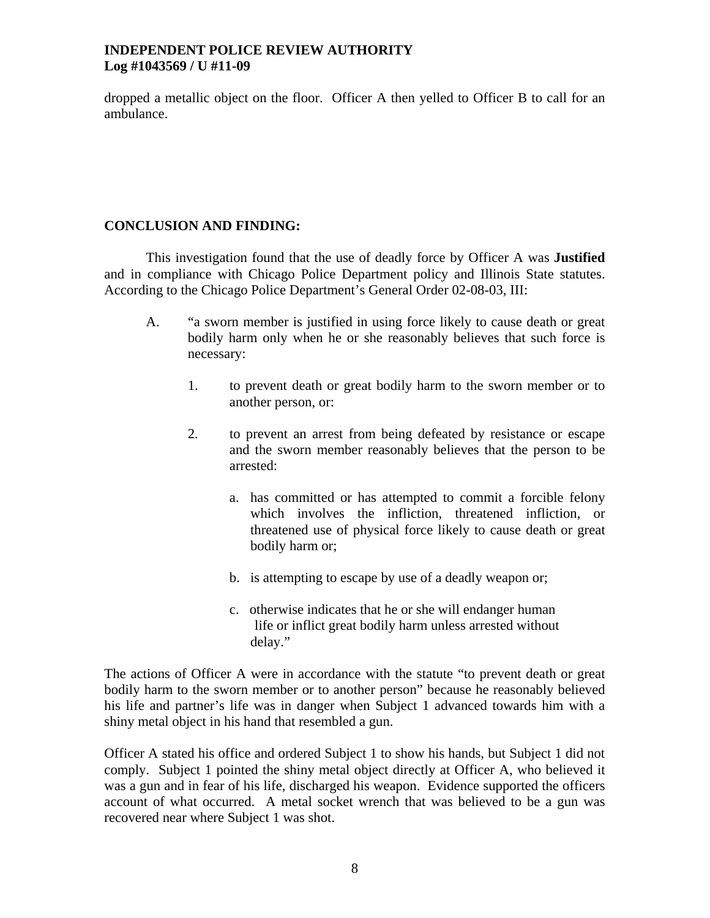dropped a metallic object on the floor. Officer A then yelled to Officer B to call for an ambulance.

**CONCLUSION AND FINDING:**

This investigation found that the use of deadly force by Officer A was **Justified** and in compliance with Chicago Police Department policy and Illinois State statutes. According to the Chicago Police Department's General Order 02-08-03, III:

A. "a sworn member is justified in using force likely to cause death or great bodily harm only when he or she reasonably believes that such force is necessary:

1. to prevent death or great bodily harm to the sworn member or to another person, or:

2. to prevent an arrest from being defeated by resistance or escape and the sworn member reasonably believes that the person to be arrested:

   a. has committed or has attempted to commit a forcible felony which involves the infliction, threatened infliction, or threatened use of physical force likely to cause death or great bodily harm or;

   b. is attempting to escape by use of a deadly weapon or;

   c. otherwise indicates that he or she will endanger human life or inflict great bodily harm unless arrested without delay."

The actions of Officer A were in accordance with the statute "to prevent death or great bodily harm to the sworn member or to another person" because he reasonably believed his life and partner's life was in danger when Subject 1 advanced towards him with a shiny metal object in his hand that resembled a gun.

Officer A stated his office and ordered Subject 1 to show his hands, but Subject 1 did not comply. Subject 1 pointed the shiny metal object directly at Officer A, who believed it was a gun and in fear of his life, discharged his weapon. Evidence supported the officers account of what occurred. A metal socket wrench that was believed to be a gun was recovered near where Subject 1 was shot.